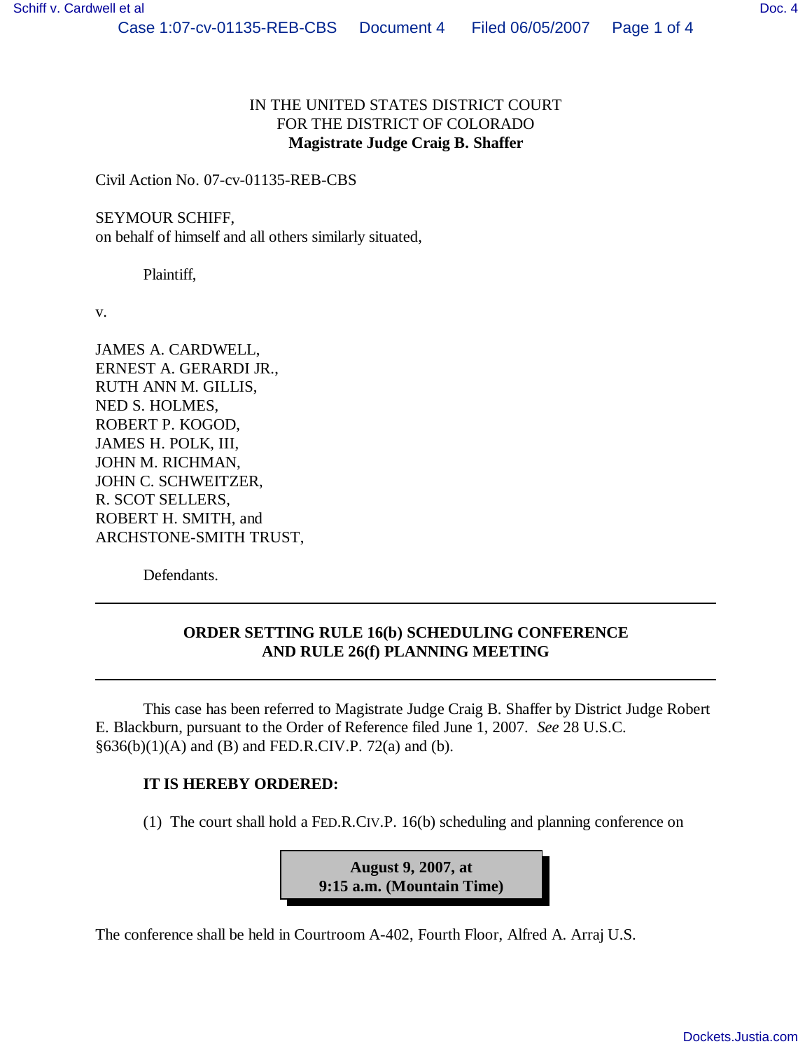IN THE UNITED STATES DISTRICT COURT
FOR THE DISTRICT OF COLORADO
**Magistrate Judge Craig B. Shaffer**

Civil Action No. 07-cv-01135-REB-CBS

SEYMOUR SCHIFF,
on behalf of himself and all others similarly situated,

Plaintiff,

v.

JAMES A. CARDWELL,
ERNEST A. GERARDI JR.,
RUTH ANN M. GILLIS,
NED S. HOLMES,
ROBERT P. KOGOD,
JAMES H. POLK, III,
JOHN M. RICHMAN,
JOHN C. SCHWEITZER,
R. SCOT SELLERS,
ROBERT H. SMITH, and
ARCHSTONE-SMITH TRUST,

Defendants.

---

**ORDER SETTING RULE 16(b) SCHEDULING CONFERENCE AND RULE 26(f) PLANNING MEETING**

---

This case has been referred to Magistrate Judge Craig B. Shaffer by District Judge Robert E. Blackburn, pursuant to the Order of Reference filed June 1, 2007. *See* 28 U.S.C. §636(b)(1)(A) and (B) and FED.R.CIV.P. 72(a) and (b).

**IT IS HEREBY ORDERED:**

(1) The court shall hold a FED.R.CIV.P. 16(b) scheduling and planning conference on

**August 9, 2007, at 9:15 a.m. (Mountain Time)**

The conference shall be held in Courtroom A-402, Fourth Floor, Alfred A. Arraj U.S.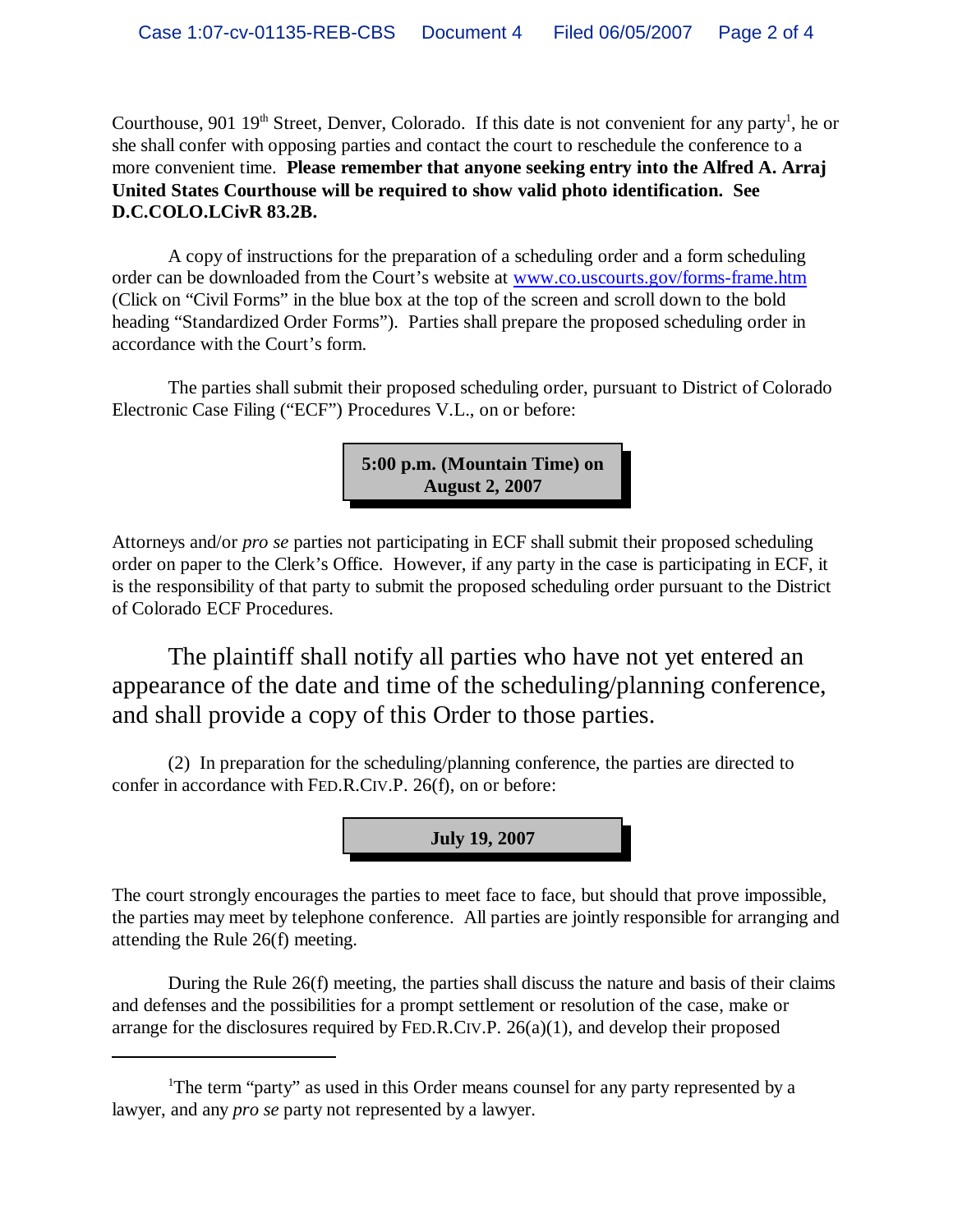Courthouse, 901 19th Street, Denver, Colorado. If this date is not convenient for any party[1], he or she shall confer with opposing parties and contact the court to reschedule the conference to a more convenient time. **Please remember that anyone seeking entry into the Alfred A. Arraj United States Courthouse will be required to show valid photo identification. See D.C.COLO.LCivR 83.2B.**

A copy of instructions for the preparation of a scheduling order and a form scheduling order can be downloaded from the Court's website at www.co.uscourts.gov/forms-frame.htm (Click on "Civil Forms" in the blue box at the top of the screen and scroll down to the bold heading "Standardized Order Forms"). Parties shall prepare the proposed scheduling order in accordance with the Court's form.

The parties shall submit their proposed scheduling order, pursuant to District of Colorado Electronic Case Filing ("ECF") Procedures V.L., on or before:

**5:00 p.m. (Mountain Time) on August 2, 2007**

Attorneys and/or *pro se* parties not participating in ECF shall submit their proposed scheduling order on paper to the Clerk's Office. However, if any party in the case is participating in ECF, it is the responsibility of that party to submit the proposed scheduling order pursuant to the District of Colorado ECF Procedures.

The plaintiff shall notify all parties who have not yet entered an appearance of the date and time of the scheduling/planning conference, and shall provide a copy of this Order to those parties.

(2) In preparation for the scheduling/planning conference, the parties are directed to confer in accordance with FED.R.CIV.P. 26(f), on or before:

**July 19, 2007**

The court strongly encourages the parties to meet face to face, but should that prove impossible, the parties may meet by telephone conference. All parties are jointly responsible for arranging and attending the Rule 26(f) meeting.

During the Rule 26(f) meeting, the parties shall discuss the nature and basis of their claims and defenses and the possibilities for a prompt settlement or resolution of the case, make or arrange for the disclosures required by FED.R.CIV.P. 26(a)(1), and develop their proposed

---

[1] The term "party" as used in this Order means counsel for any party represented by a lawyer, and any *pro se* party not represented by a lawyer.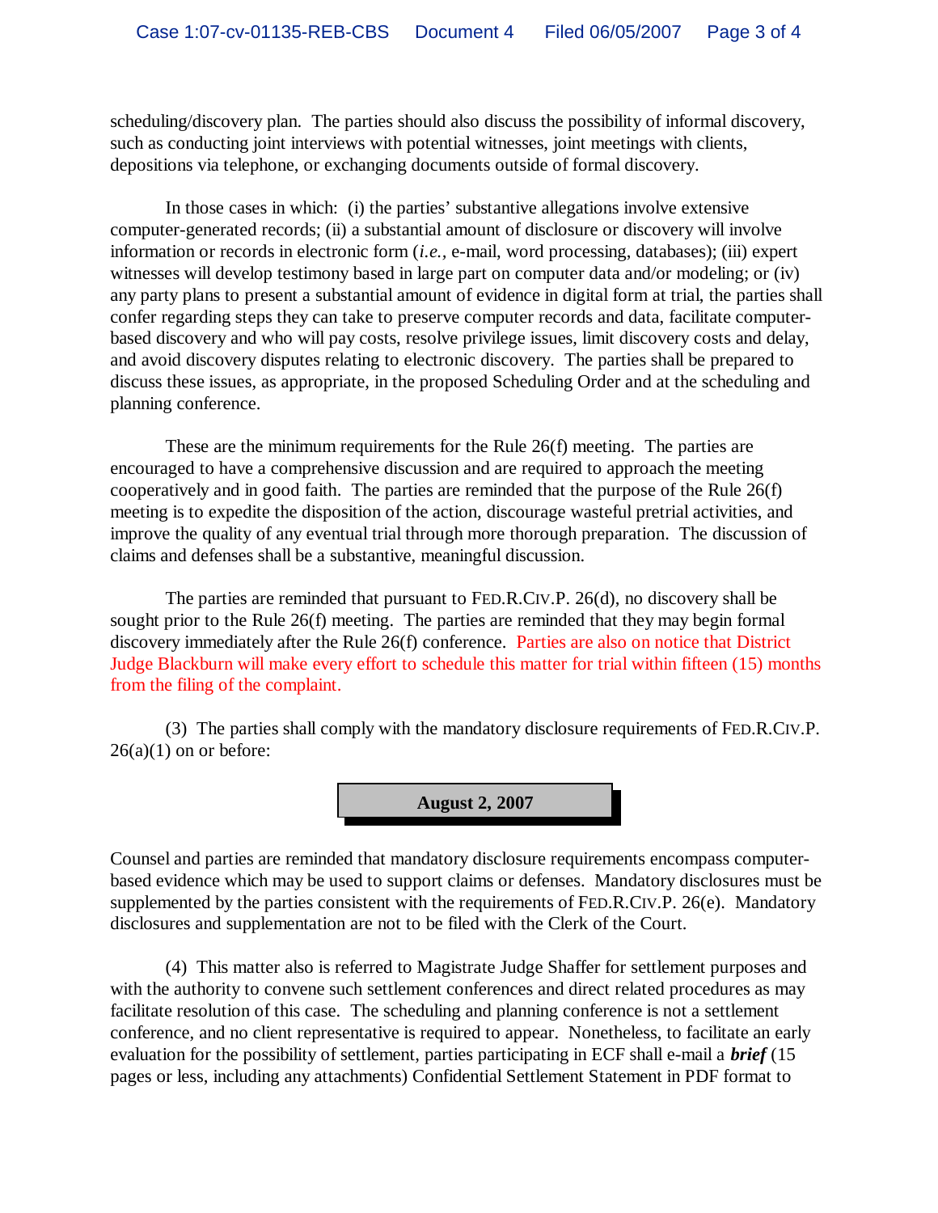scheduling/discovery plan. The parties should also discuss the possibility of informal discovery, such as conducting joint interviews with potential witnesses, joint meetings with clients, depositions via telephone, or exchanging documents outside of formal discovery.

In those cases in which: (i) the parties' substantive allegations involve extensive computer-generated records; (ii) a substantial amount of disclosure or discovery will involve information or records in electronic form (*i.e.*, e-mail, word processing, databases); (iii) expert witnesses will develop testimony based in large part on computer data and/or modeling; or (iv) any party plans to present a substantial amount of evidence in digital form at trial, the parties shall confer regarding steps they can take to preserve computer records and data, facilitate computer-based discovery and who will pay costs, resolve privilege issues, limit discovery costs and delay, and avoid discovery disputes relating to electronic discovery. The parties shall be prepared to discuss these issues, as appropriate, in the proposed Scheduling Order and at the scheduling and planning conference.

These are the minimum requirements for the Rule 26(f) meeting. The parties are encouraged to have a comprehensive discussion and are required to approach the meeting cooperatively and in good faith. The parties are reminded that the purpose of the Rule 26(f) meeting is to expedite the disposition of the action, discourage wasteful pretrial activities, and improve the quality of any eventual trial through more thorough preparation. The discussion of claims and defenses shall be a substantive, meaningful discussion.

The parties are reminded that pursuant to FED.R.CIV.P. 26(d), no discovery shall be sought prior to the Rule 26(f) meeting. The parties are reminded that they may begin formal discovery immediately after the Rule 26(f) conference. Parties are also on notice that District Judge Blackburn will make every effort to schedule this matter for trial within fifteen (15) months from the filing of the complaint.

(3) The parties shall comply with the mandatory disclosure requirements of FED.R.CIV.P. 26(a)(1) on or before:

**August 2, 2007**

Counsel and parties are reminded that mandatory disclosure requirements encompass computer-based evidence which may be used to support claims or defenses. Mandatory disclosures must be supplemented by the parties consistent with the requirements of FED.R.CIV.P. 26(e). Mandatory disclosures and supplementation are not to be filed with the Clerk of the Court.

(4) This matter also is referred to Magistrate Judge Shaffer for settlement purposes and with the authority to convene such settlement conferences and direct related procedures as may facilitate resolution of this case. The scheduling and planning conference is not a settlement conference, and no client representative is required to appear. Nonetheless, to facilitate an early evaluation for the possibility of settlement, parties participating in ECF shall e-mail a ***brief*** (15 pages or less, including any attachments) Confidential Settlement Statement in PDF format to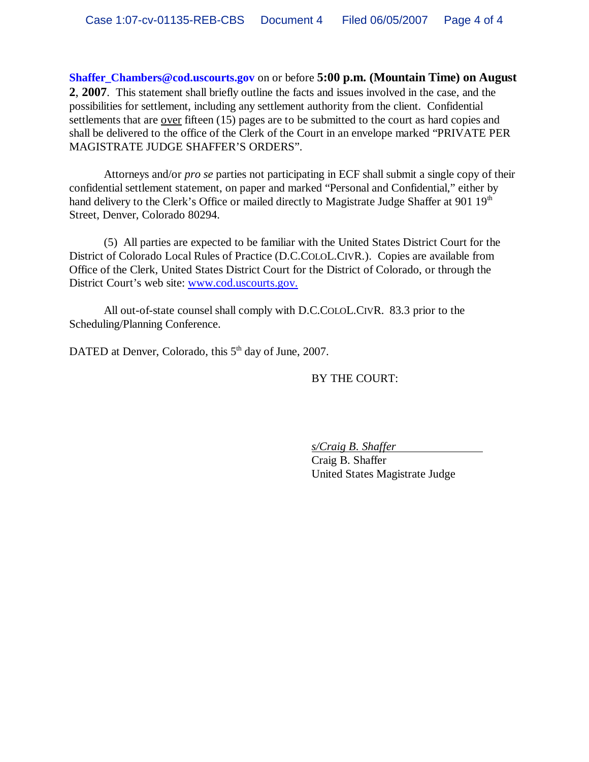**Shaffer_Chambers@cod.uscourts.gov** on or before **5:00 p.m. (Mountain Time) on August 2**, **2007**. This statement shall briefly outline the facts and issues involved in the case, and the possibilities for settlement, including any settlement authority from the client. Confidential settlements that are over fifteen (15) pages are to be submitted to the court as hard copies and shall be delivered to the office of the Clerk of the Court in an envelope marked "PRIVATE PER MAGISTRATE JUDGE SHAFFER'S ORDERS".

Attorneys and/or *pro se* parties not participating in ECF shall submit a single copy of their confidential settlement statement, on paper and marked "Personal and Confidential," either by hand delivery to the Clerk's Office or mailed directly to Magistrate Judge Shaffer at 901 19th Street, Denver, Colorado 80294.

(5) All parties are expected to be familiar with the United States District Court for the District of Colorado Local Rules of Practice (D.C.COLOL.CIVR.). Copies are available from Office of the Clerk, United States District Court for the District of Colorado, or through the District Court's web site: www.cod.uscourts.gov.

All out-of-state counsel shall comply with D.C.COLOL.CIVR. 83.3 prior to the Scheduling/Planning Conference.

DATED at Denver, Colorado, this 5th day of June, 2007.

BY THE COURT:

*s/Craig B. Shaffer*
Craig B. Shaffer
United States Magistrate Judge